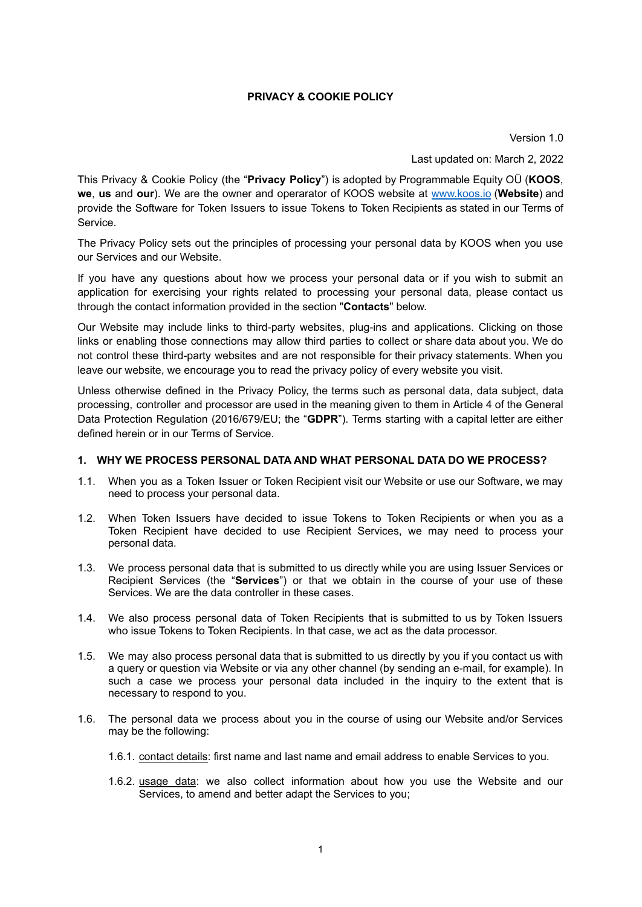**PRIVACY & COOKIE POLICY**

Version 1.0

Last updated on: March 2, 2022

This Privacy & Cookie Policy (the "**Privacy Policy**") is adopted by Programmable Equity OÜ (**KOOS**, **we**, **us** and **our**). We are the owner and operarator of KOOS website at [www.koos.io](www.koos.io) (**Website**) and provide the Software for Token Issuers to issue Tokens to Token Recipients as stated in our Terms of Service.

The Privacy Policy sets out the principles of processing your personal data by KOOS when you use our Services and our Website.

If you have any questions about how we process your personal data or if you wish to submit an application for exercising your rights related to processing your personal data, please contact us through the contact information provided in the section "**Contacts**" below.

Our Website may include links to third-party websites, plug-ins and applications. Clicking on those links or enabling those connections may allow third parties to collect or share data about you. We do not control these third-party websites and are not responsible for their privacy statements. When you leave our website, we encourage you to read the privacy policy of every website you visit.

Unless otherwise defined in the Privacy Policy, the terms such as personal data, data subject, data processing, controller and processor are used in the meaning given to them in Article 4 of the General Data Protection Regulation (2016/679/EU; the "**GDPR**"). Terms starting with a capital letter are either defined herein or in our Terms of Service.

## 1. WHY WE PROCESS PERSONAL DATA AND WHAT PERSONAL DATA DO WE PROCESS?

1.1. When you as a Token Issuer or Token Recipient visit our Website or use our Software, we may need to process your personal data.

1.2. When Token Issuers have decided to issue Tokens to Token Recipients or when you as a Token Recipient have decided to use Recipient Services, we may need to process your personal data.

1.3. We process personal data that is submitted to us directly while you are using Issuer Services or Recipient Services (the "**Services**") or that we obtain in the course of your use of these Services. We are the data controller in these cases.

1.4. We also process personal data of Token Recipients that is submitted to us by Token Issuers who issue Tokens to Token Recipients. In that case, we act as the data processor.

1.5. We may also process personal data that is submitted to us directly by you if you contact us with a query or question via Website or via any other channel (by sending an e-mail, for example). In such a case we process your personal data included in the inquiry to the extent that is necessary to respond to you.

1.6. The personal data we process about you in the course of using our Website and/or Services may be the following:

1.6.1. contact details: first name and last name and email address to enable Services to you.

1.6.2. usage data: we also collect information about how you use the Website and our Services, to amend and better adapt the Services to you;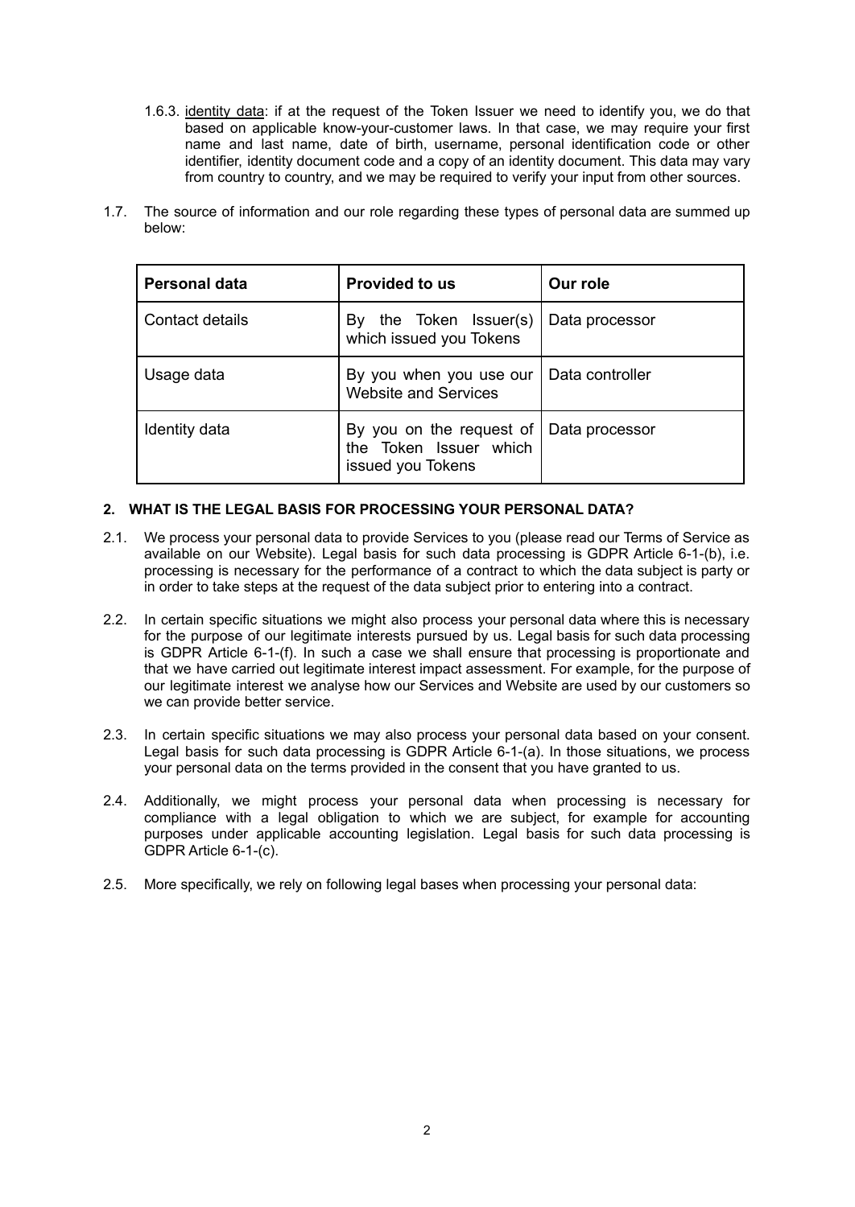1.6.3. <u>identity data</u>: if at the request of the Token Issuer we need to identify you, we do that based on applicable know-your-customer laws. In that case, we may require your first name and last name, date of birth, username, personal identification code or other identifier, identity document code and a copy of an identity document. This data may vary from country to country, and we may be required to verify your input from other sources.

1.7. The source of information and our role regarding these types of personal data are summed up below:

| Personal data | Provided to us | Our role |
|---|---|---|
| Contact details | By the Token Issuer(s) which issued you Tokens | Data processor |
| Usage data | By you when you use our Website and Services | Data controller |
| Identity data | By you on the request of the Token Issuer which issued you Tokens | Data processor |

## 2. WHAT IS THE LEGAL BASIS FOR PROCESSING YOUR PERSONAL DATA?

2.1. We process your personal data to provide Services to you (please read our Terms of Service as available on our Website). Legal basis for such data processing is GDPR Article 6-1-(b), i.e. processing is necessary for the performance of a contract to which the data subject is party or in order to take steps at the request of the data subject prior to entering into a contract.

2.2. In certain specific situations we might also process your personal data where this is necessary for the purpose of our legitimate interests pursued by us. Legal basis for such data processing is GDPR Article 6-1-(f). In such a case we shall ensure that processing is proportionate and that we have carried out legitimate interest impact assessment. For example, for the purpose of our legitimate interest we analyse how our Services and Website are used by our customers so we can provide better service.

2.3. In certain specific situations we may also process your personal data based on your consent. Legal basis for such data processing is GDPR Article 6-1-(a). In those situations, we process your personal data on the terms provided in the consent that you have granted to us.

2.4. Additionally, we might process your personal data when processing is necessary for compliance with a legal obligation to which we are subject, for example for accounting purposes under applicable accounting legislation. Legal basis for such data processing is GDPR Article 6-1-(c).

2.5. More specifically, we rely on following legal bases when processing your personal data: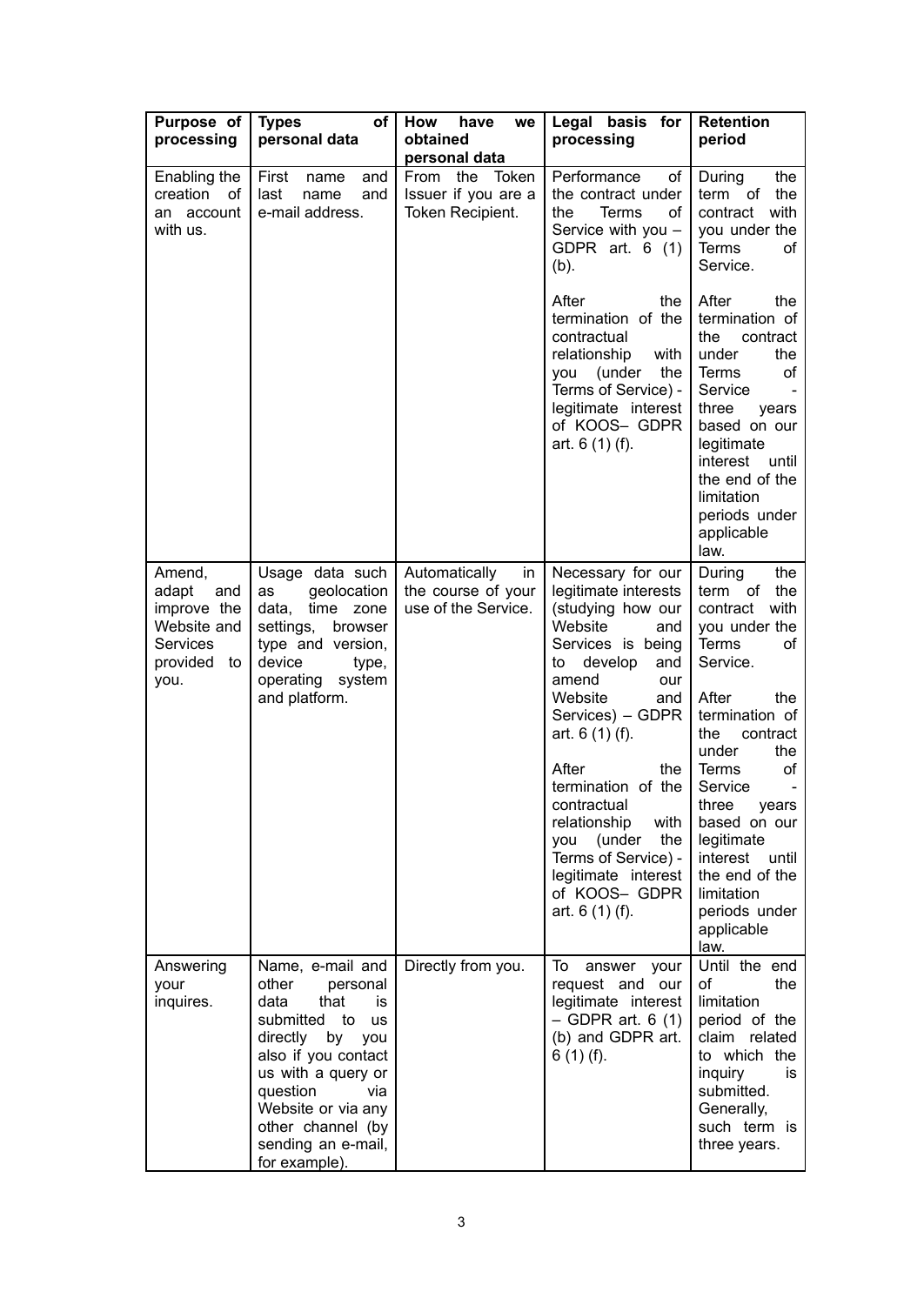| Purpose of processing | Types of personal data | How have we obtained personal data | Legal basis for processing | Retention period |
| --- | --- | --- | --- | --- |
| Enabling the creation of an account with us. | First name and last name and e-mail address. | From the Token Issuer if you are a Token Recipient. | Performance of the contract under the Terms of Service with you – GDPR art. 6 (1) (b).<br><br>After the termination of the contractual relationship with you (under the Terms of Service) - legitimate interest of KOOS– GDPR art. 6 (1) (f). | During the term of the contract with you under the Terms of Service.<br><br>After the termination of the contract under the Terms of Service - three years based on our legitimate interest until the end of the limitation periods under applicable law. |
| Amend, adapt and improve the Website and Services provided to you. | Usage data such as geolocation data, time zone settings, browser type and version, device type, operating system and platform. | Automatically in the course of your use of the Service. | Necessary for our legitimate interests (studying how our Website and Services is being to develop and amend our Website and Services) – GDPR art. 6 (1) (f).<br><br>After the termination of the contractual relationship with you (under the Terms of Service) - legitimate interest of KOOS– GDPR art. 6 (1) (f). | During the term of the contract with you under the Terms of Service.<br><br>After the termination of the contract under the Terms of Service - three years based on our legitimate interest until the end of the limitation periods under applicable law. |
| Answering your inquires. | Name, e-mail and other personal data that is submitted to us directly by you also if you contact us with a query or question via Website or via any other channel (by sending an e-mail, for example). | Directly from you. | To answer your request and our legitimate interest – GDPR art. 6 (1) (b) and GDPR art. 6 (1) (f). | Until the end of the limitation period of the claim related to which the inquiry is submitted. Generally, such term is three years. |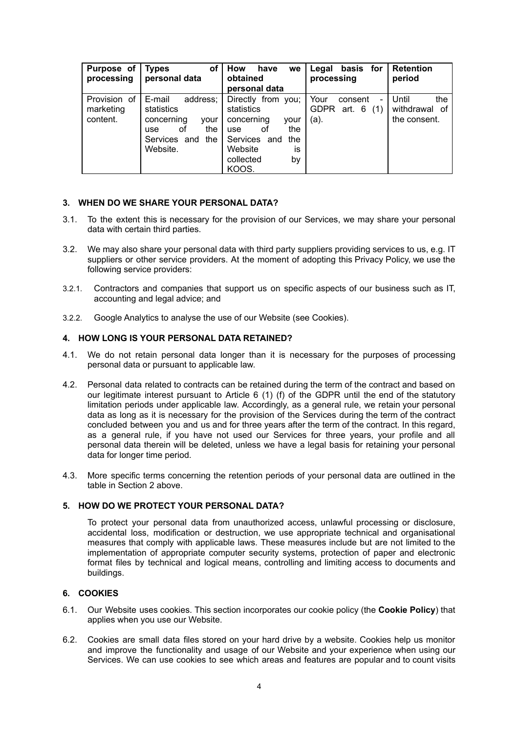| Purpose of processing | Types of personal data | How have we obtained personal data | Legal basis for processing | Retention period |
|---|---|---|---|---|
| Provision of marketing content. | E-mail address; statistics concerning your use of the Services and the Website. | Directly from you; statistics concerning your use of the Services and the Website is collected by KOOS. | Your consent - GDPR art. 6 (1) (a). | Until the withdrawal of the consent. |

### 3. WHEN DO WE SHARE YOUR PERSONAL DATA?

3.1. To the extent this is necessary for the provision of our Services, we may share your personal data with certain third parties.

3.2. We may also share your personal data with third party suppliers providing services to us, e.g. IT suppliers or other service providers. At the moment of adopting this Privacy Policy, we use the following service providers:

3.2.1. Contractors and companies that support us on specific aspects of our business such as IT, accounting and legal advice; and

3.2.2. Google Analytics to analyse the use of our Website (see Cookies).

### 4. HOW LONG IS YOUR PERSONAL DATA RETAINED?

4.1. We do not retain personal data longer than it is necessary for the purposes of processing personal data or pursuant to applicable law.

4.2. Personal data related to contracts can be retained during the term of the contract and based on our legitimate interest pursuant to Article 6 (1) (f) of the GDPR until the end of the statutory limitation periods under applicable law. Accordingly, as a general rule, we retain your personal data as long as it is necessary for the provision of the Services during the term of the contract concluded between you and us and for three years after the term of the contract. In this regard, as a general rule, if you have not used our Services for three years, your profile and all personal data therein will be deleted, unless we have a legal basis for retaining your personal data for longer time period.

4.3. More specific terms concerning the retention periods of your personal data are outlined in the table in Section 2 above.

### 5. HOW DO WE PROTECT YOUR PERSONAL DATA?

To protect your personal data from unauthorized access, unlawful processing or disclosure, accidental loss, modification or destruction, we use appropriate technical and organisational measures that comply with applicable laws. These measures include but are not limited to the implementation of appropriate computer security systems, protection of paper and electronic format files by technical and logical means, controlling and limiting access to documents and buildings.

### 6. COOKIES

6.1. Our Website uses cookies. This section incorporates our cookie policy (the **Cookie Policy**) that applies when you use our Website.

6.2. Cookies are small data files stored on your hard drive by a website. Cookies help us monitor and improve the functionality and usage of our Website and your experience when using our Services. We can use cookies to see which areas and features are popular and to count visits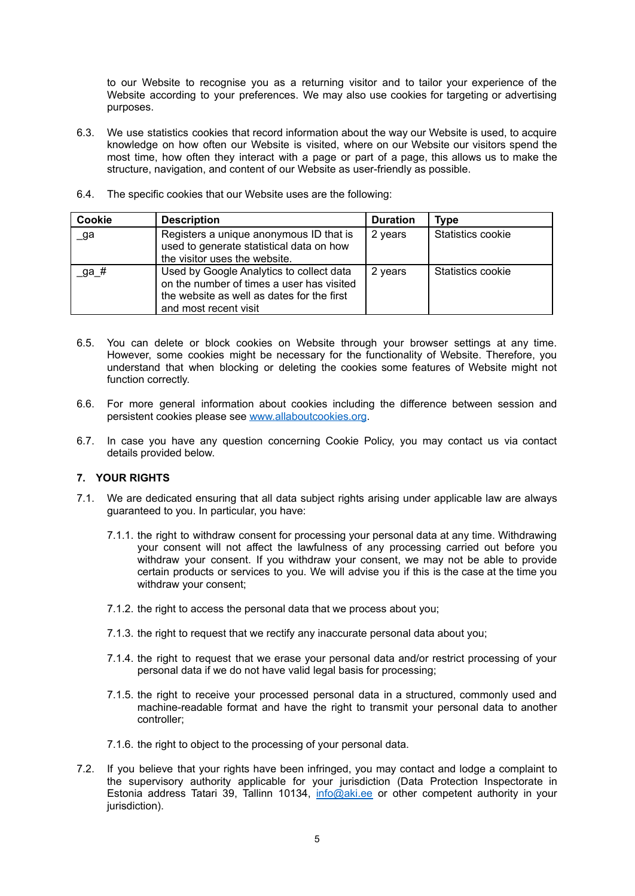to our Website to recognise you as a returning visitor and to tailor your experience of the Website according to your preferences. We may also use cookies for targeting or advertising purposes.

6.3. We use statistics cookies that record information about the way our Website is used, to acquire knowledge on how often our Website is visited, where on our Website our visitors spend the most time, how often they interact with a page or part of a page, this allows us to make the structure, navigation, and content of our Website as user-friendly as possible.

6.4. The specific cookies that our Website uses are the following:

| Cookie | Description | Duration | Type |
|---|---|---|---|
| _ga | Registers a unique anonymous ID that is used to generate statistical data on how the visitor uses the website. | 2 years | Statistics cookie |
| _ga_# | Used by Google Analytics to collect data on the number of times a user has visited the website as well as dates for the first and most recent visit | 2 years | Statistics cookie |

6.5. You can delete or block cookies on Website through your browser settings at any time. However, some cookies might be necessary for the functionality of Website. Therefore, you understand that when blocking or deleting the cookies some features of Website might not function correctly.

6.6. For more general information about cookies including the difference between session and persistent cookies please see [www.allaboutcookies.org](http://www.allaboutcookies.org).

6.7. In case you have any question concerning Cookie Policy, you may contact us via contact details provided below.

## 7. YOUR RIGHTS

7.1. We are dedicated ensuring that all data subject rights arising under applicable law are always guaranteed to you. In particular, you have:

7.1.1. the right to withdraw consent for processing your personal data at any time. Withdrawing your consent will not affect the lawfulness of any processing carried out before you withdraw your consent. If you withdraw your consent, we may not be able to provide certain products or services to you. We will advise you if this is the case at the time you withdraw your consent;

7.1.2. the right to access the personal data that we process about you;

7.1.3. the right to request that we rectify any inaccurate personal data about you;

7.1.4. the right to request that we erase your personal data and/or restrict processing of your personal data if we do not have valid legal basis for processing;

7.1.5. the right to receive your processed personal data in a structured, commonly used and machine-readable format and have the right to transmit your personal data to another controller;

7.1.6. the right to object to the processing of your personal data.

7.2. If you believe that your rights have been infringed, you may contact and lodge a complaint to the supervisory authority applicable for your jurisdiction (Data Protection Inspectorate in Estonia address Tatari 39, Tallinn 10134, [info@aki.ee](mailto:info@aki.ee) or other competent authority in your jurisdiction).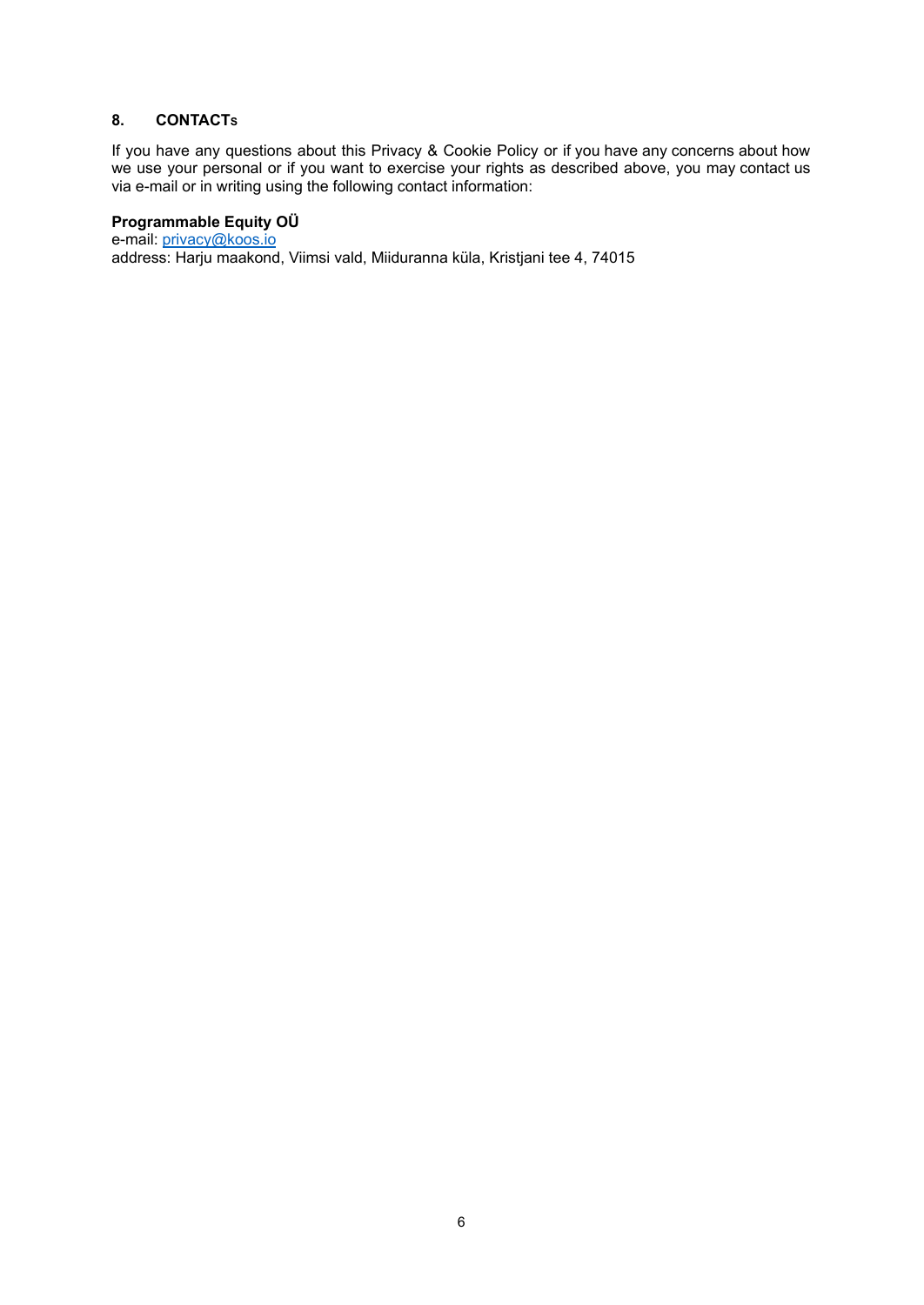## 8. CONTACTs

If you have any questions about this Privacy & Cookie Policy or if you have any concerns about how we use your personal or if you want to exercise your rights as described above, you may contact us via e-mail or in writing using the following contact information:

**Programmable Equity OÜ**
e-mail: privacy@koos.io
address: Harju maakond, Viimsi vald, Miiduranna küla, Kristjani tee 4, 74015